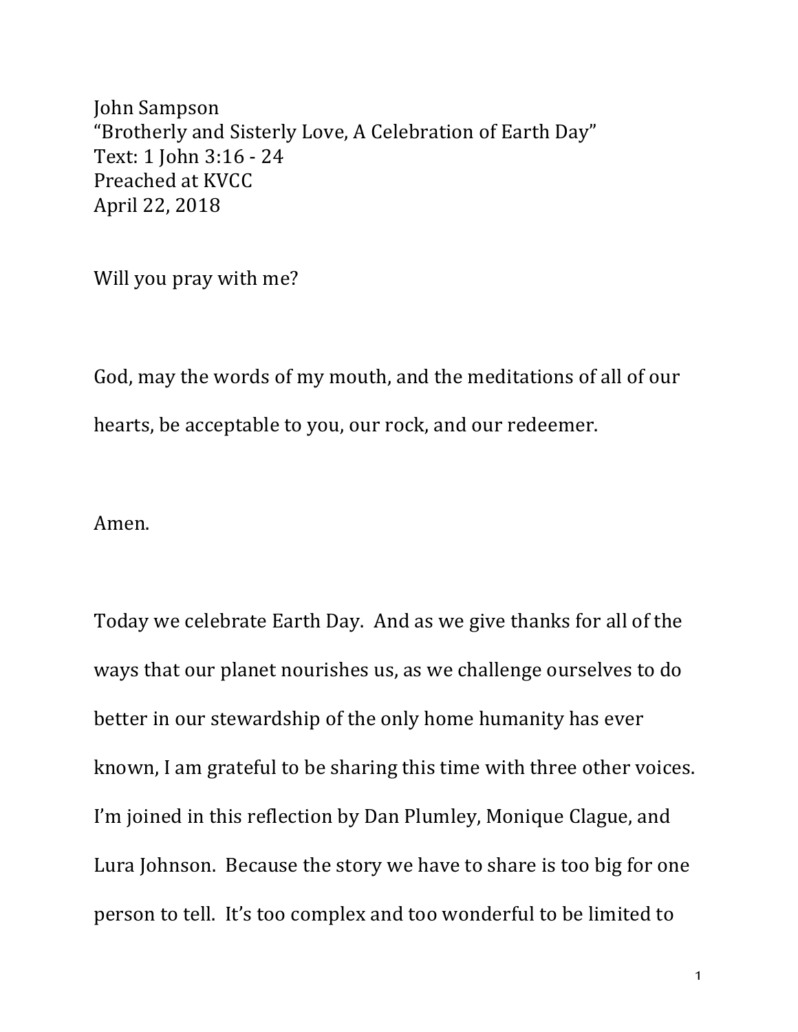John Sampson
"Brotherly and Sisterly Love, A Celebration of Earth Day"
Text: 1 John 3:16 - 24
Preached at KVCC
April 22, 2018

Will you pray with me?

God, may the words of my mouth, and the meditations of all of our hearts, be acceptable to you, our rock, and our redeemer.

Amen.

Today we celebrate Earth Day. And as we give thanks for all of the ways that our planet nourishes us, as we challenge ourselves to do better in our stewardship of the only home humanity has ever known, I am grateful to be sharing this time with three other voices. I'm joined in this reflection by Dan Plumley, Monique Clague, and Lura Johnson. Because the story we have to share is too big for one person to tell. It's too complex and too wonderful to be limited to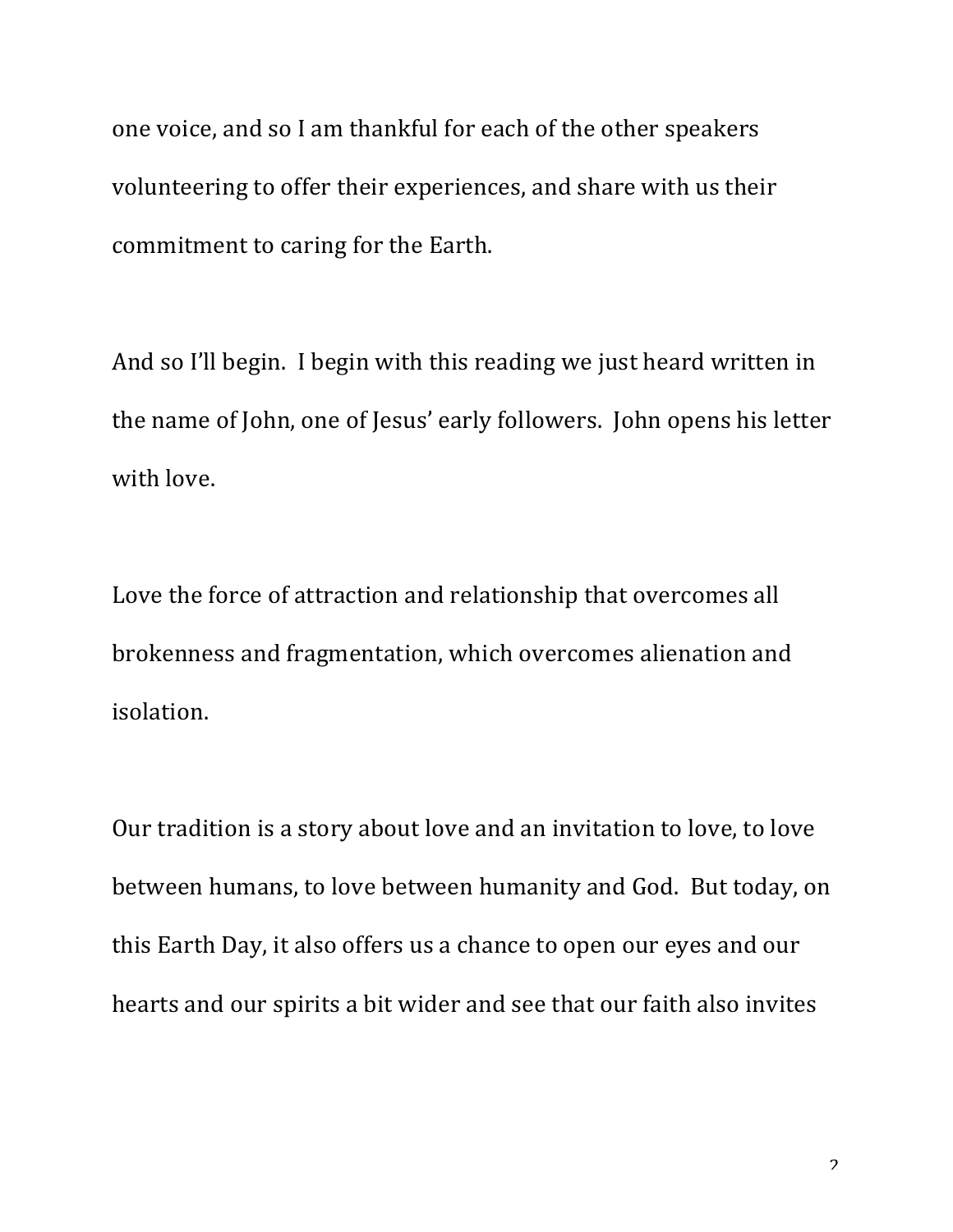one voice, and so I am thankful for each of the other speakers volunteering to offer their experiences, and share with us their commitment to caring for the Earth.

And so I'll begin. I begin with this reading we just heard written in the name of John, one of Jesus' early followers. John opens his letter with love.

Love the force of attraction and relationship that overcomes all brokenness and fragmentation, which overcomes alienation and isolation.

Our tradition is a story about love and an invitation to love, to love between humans, to love between humanity and God. But today, on this Earth Day, it also offers us a chance to open our eyes and our hearts and our spirits a bit wider and see that our faith also invites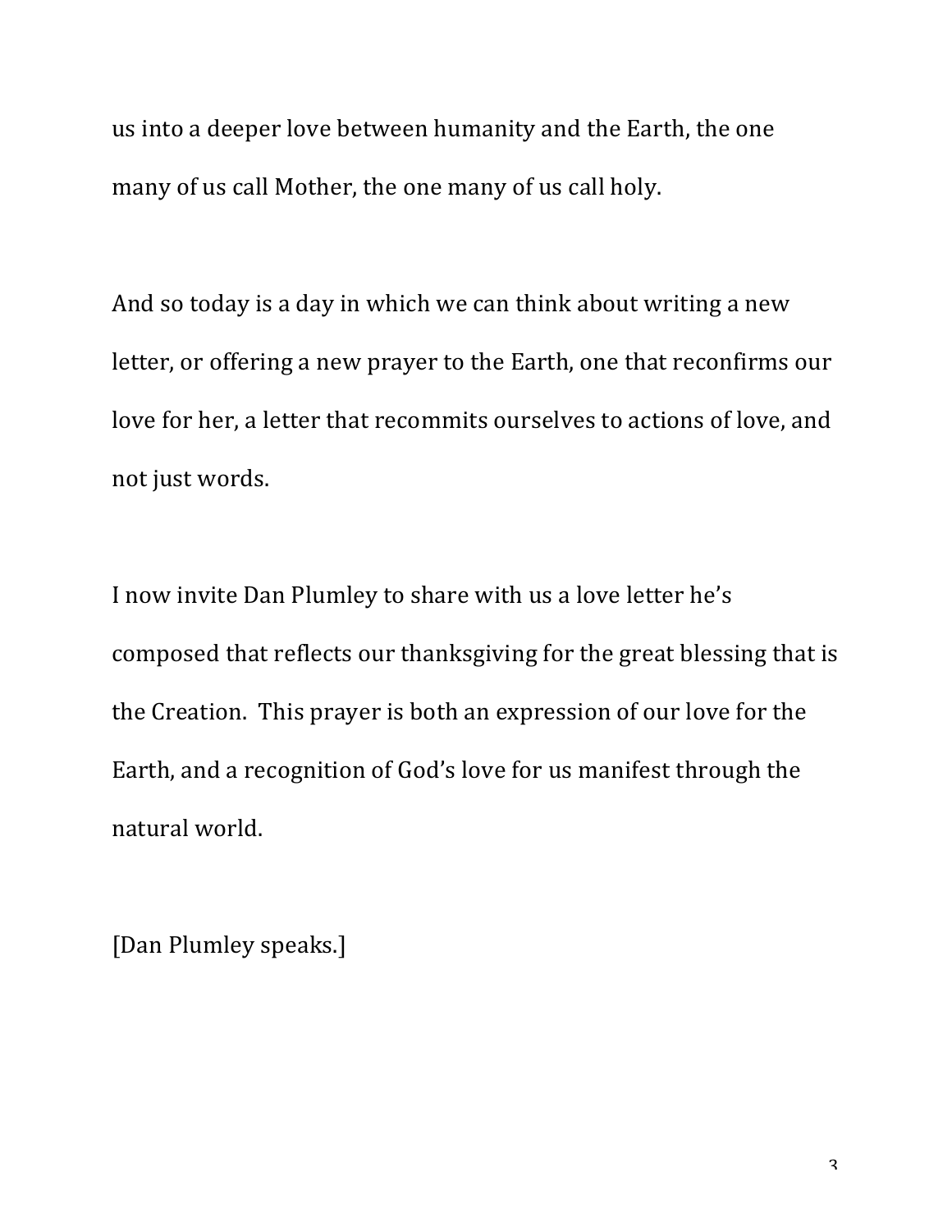us into a deeper love between humanity and the Earth, the one many of us call Mother, the one many of us call holy.

And so today is a day in which we can think about writing a new letter, or offering a new prayer to the Earth, one that reconfirms our love for her, a letter that recommits ourselves to actions of love, and not just words.

I now invite Dan Plumley to share with us a love letter he's composed that reflects our thanksgiving for the great blessing that is the Creation.  This prayer is both an expression of our love for the Earth, and a recognition of God's love for us manifest through the natural world.

[Dan Plumley speaks.]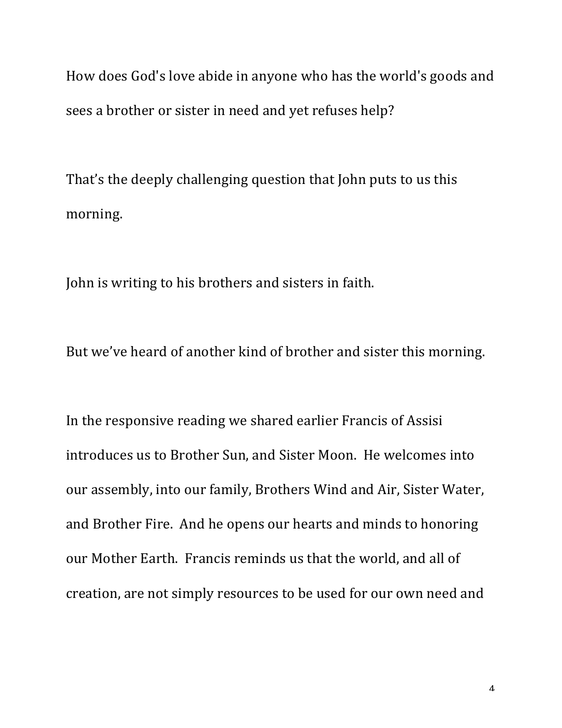How does God's love abide in anyone who has the world's goods and sees a brother or sister in need and yet refuses help?

That's the deeply challenging question that John puts to us this morning.

John is writing to his brothers and sisters in faith.

But we've heard of another kind of brother and sister this morning.

In the responsive reading we shared earlier Francis of Assisi introduces us to Brother Sun, and Sister Moon. He welcomes into our assembly, into our family, Brothers Wind and Air, Sister Water, and Brother Fire. And he opens our hearts and minds to honoring our Mother Earth. Francis reminds us that the world, and all of creation, are not simply resources to be used for our own need and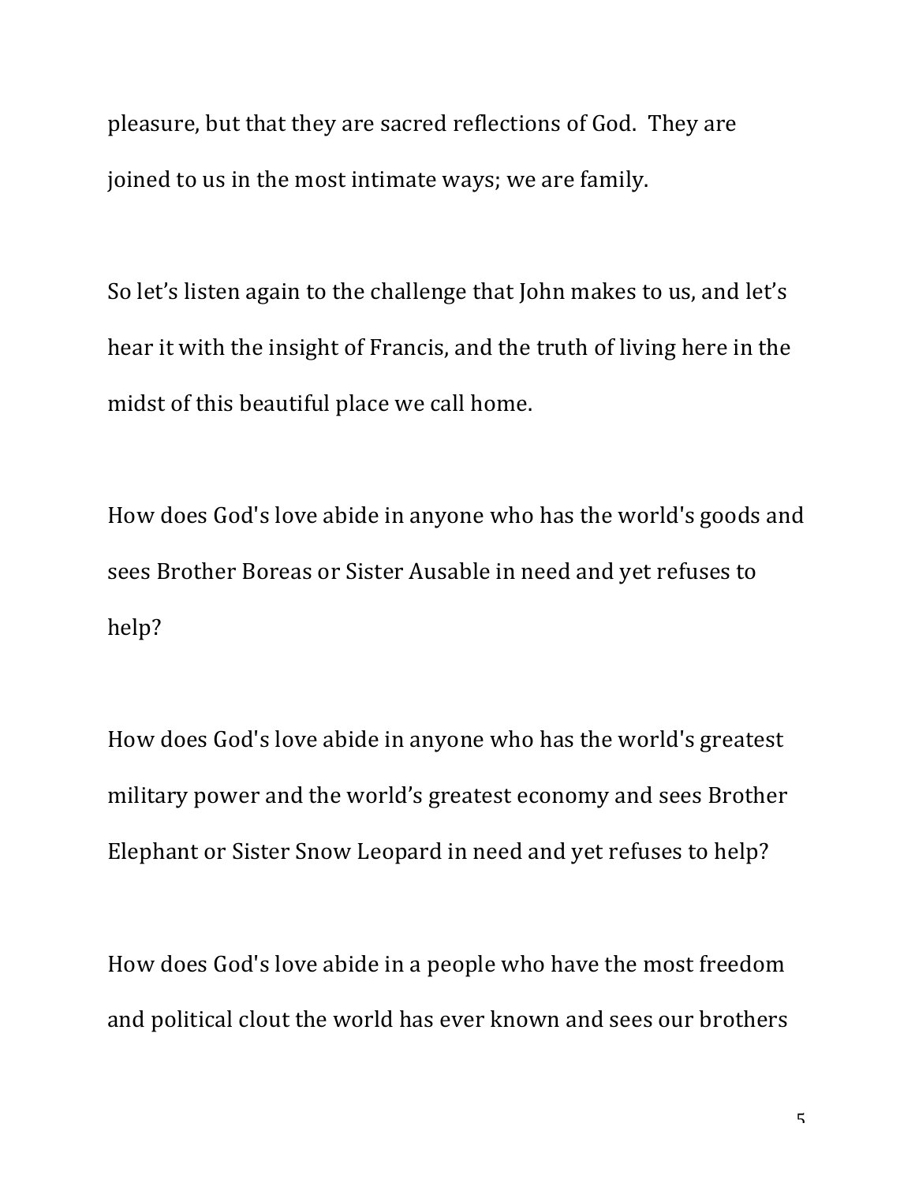pleasure, but that they are sacred reflections of God. They are joined to us in the most intimate ways; we are family.

So let's listen again to the challenge that John makes to us, and let's hear it with the insight of Francis, and the truth of living here in the midst of this beautiful place we call home.

How does God's love abide in anyone who has the world's goods and sees Brother Boreas or Sister Ausable in need and yet refuses to help?

How does God's love abide in anyone who has the world's greatest military power and the world's greatest economy and sees Brother Elephant or Sister Snow Leopard in need and yet refuses to help?

How does God's love abide in a people who have the most freedom and political clout the world has ever known and sees our brothers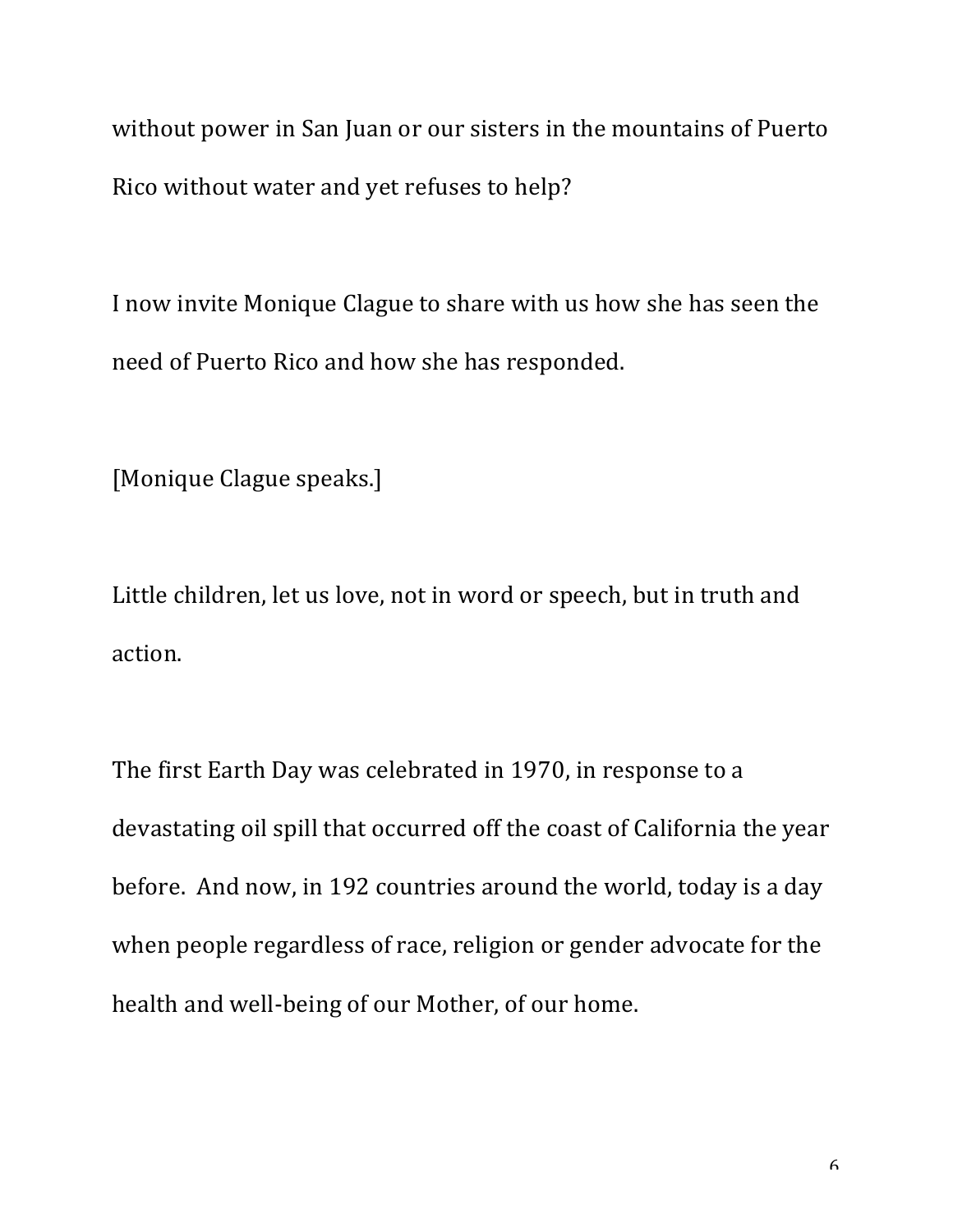without power in San Juan or our sisters in the mountains of Puerto Rico without water and yet refuses to help?

I now invite Monique Clague to share with us how she has seen the need of Puerto Rico and how she has responded.

[Monique Clague speaks.]

Little children, let us love, not in word or speech, but in truth and action.

The first Earth Day was celebrated in 1970, in response to a devastating oil spill that occurred off the coast of California the year before. And now, in 192 countries around the world, today is a day when people regardless of race, religion or gender advocate for the health and well-being of our Mother, of our home.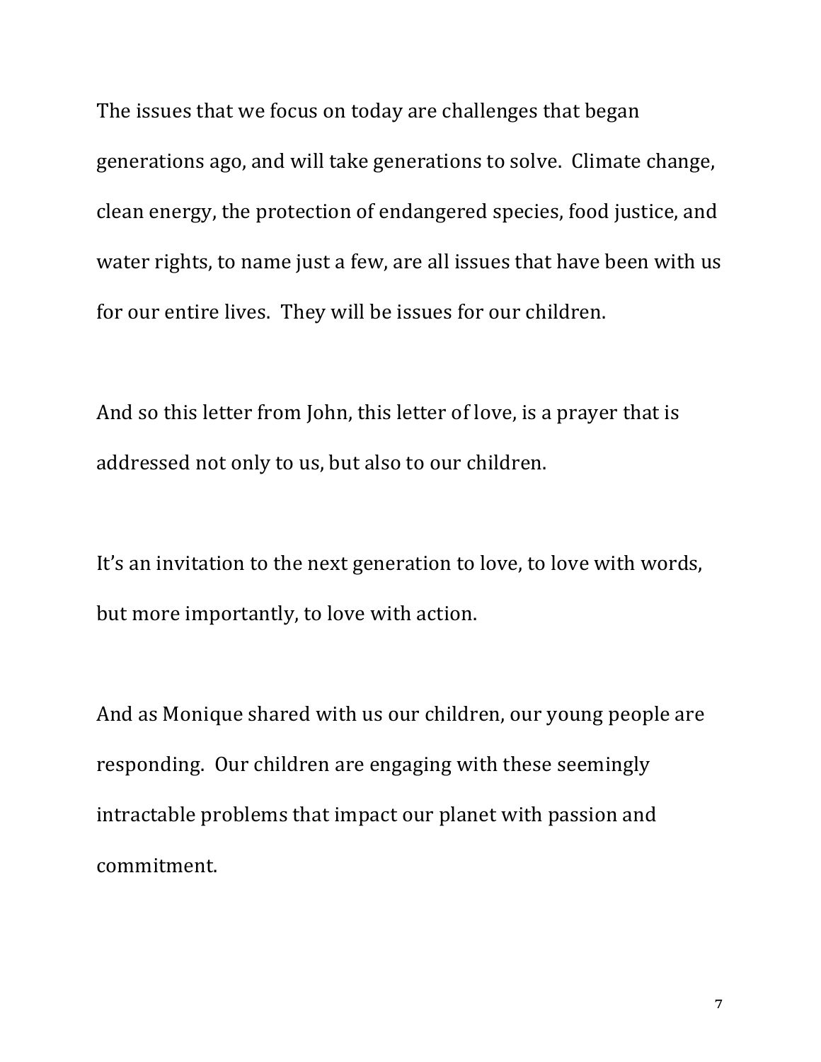The issues that we focus on today are challenges that began generations ago, and will take generations to solve.  Climate change, clean energy, the protection of endangered species, food justice, and water rights, to name just a few, are all issues that have been with us for our entire lives.  They will be issues for our children.

And so this letter from John, this letter of love, is a prayer that is addressed not only to us, but also to our children.

It's an invitation to the next generation to love, to love with words, but more importantly, to love with action.

And as Monique shared with us our children, our young people are responding.  Our children are engaging with these seemingly intractable problems that impact our planet with passion and commitment.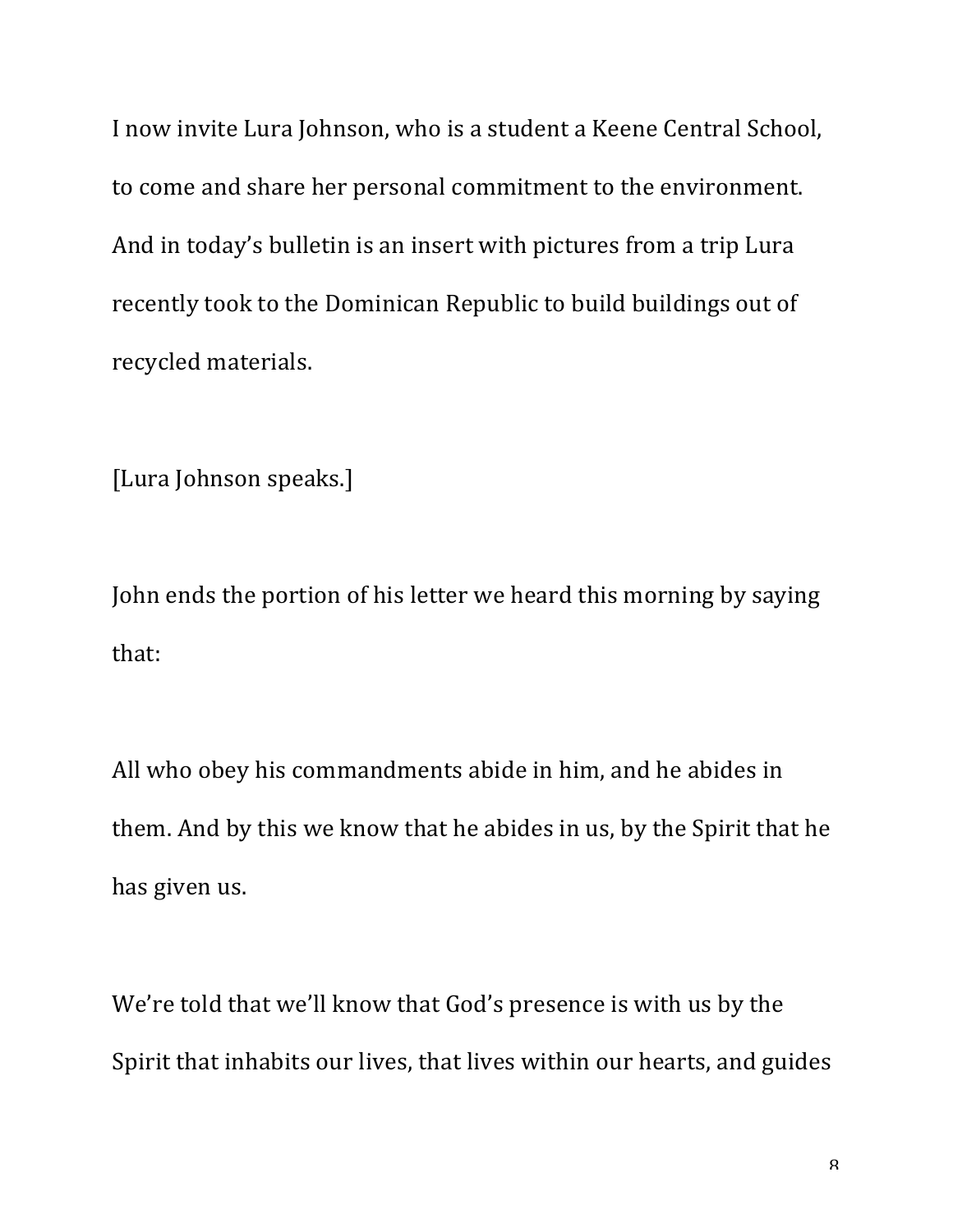I now invite Lura Johnson, who is a student a Keene Central School, to come and share her personal commitment to the environment. And in today's bulletin is an insert with pictures from a trip Lura recently took to the Dominican Republic to build buildings out of recycled materials.

[Lura Johnson speaks.]

John ends the portion of his letter we heard this morning by saying that:

All who obey his commandments abide in him, and he abides in them. And by this we know that he abides in us, by the Spirit that he has given us.

We're told that we'll know that God's presence is with us by the Spirit that inhabits our lives, that lives within our hearts, and guides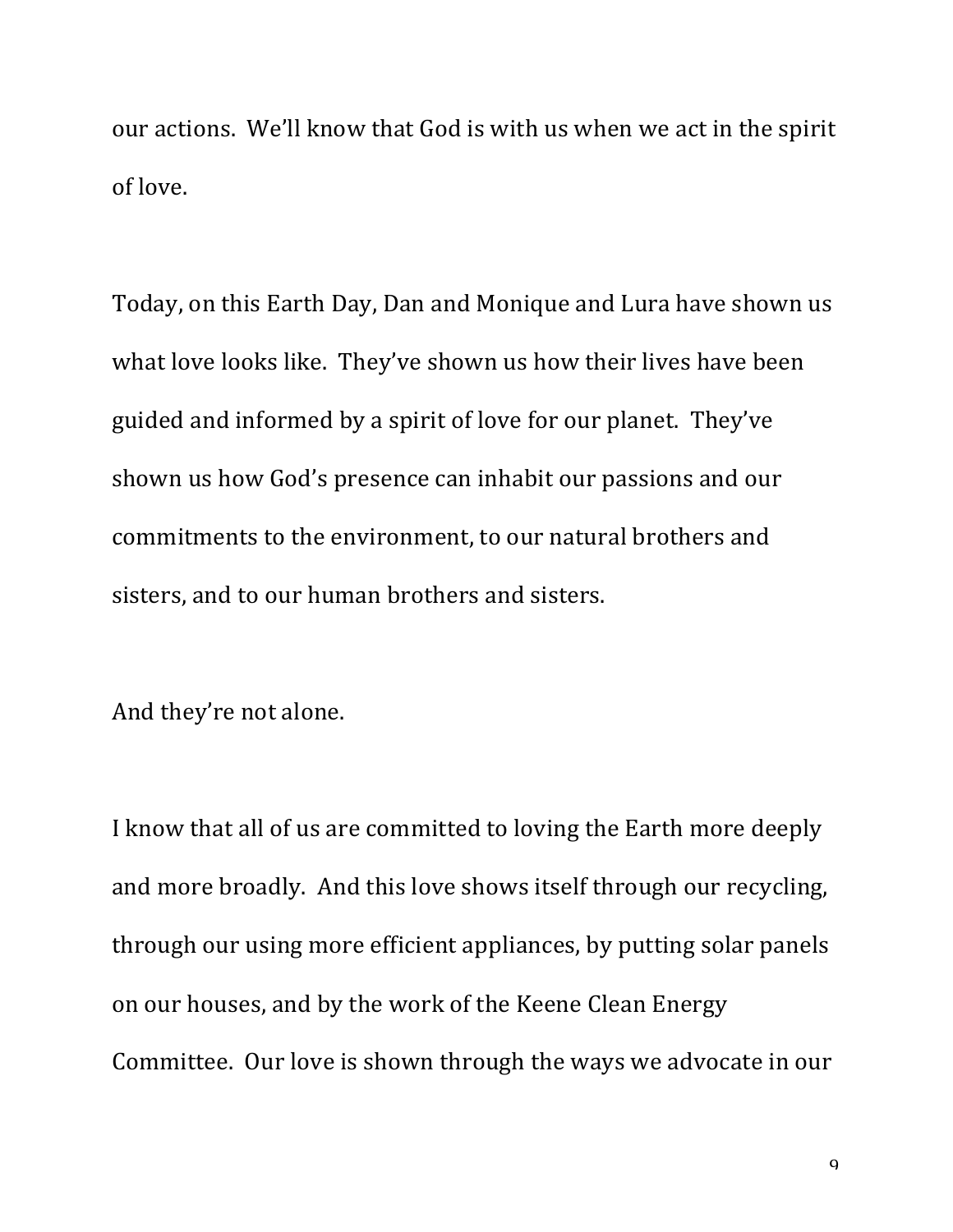our actions. We'll know that God is with us when we act in the spirit of love.

Today, on this Earth Day, Dan and Monique and Lura have shown us what love looks like. They've shown us how their lives have been guided and informed by a spirit of love for our planet. They've shown us how God's presence can inhabit our passions and our commitments to the environment, to our natural brothers and sisters, and to our human brothers and sisters.

And they're not alone.

I know that all of us are committed to loving the Earth more deeply and more broadly. And this love shows itself through our recycling, through our using more efficient appliances, by putting solar panels on our houses, and by the work of the Keene Clean Energy Committee. Our love is shown through the ways we advocate in our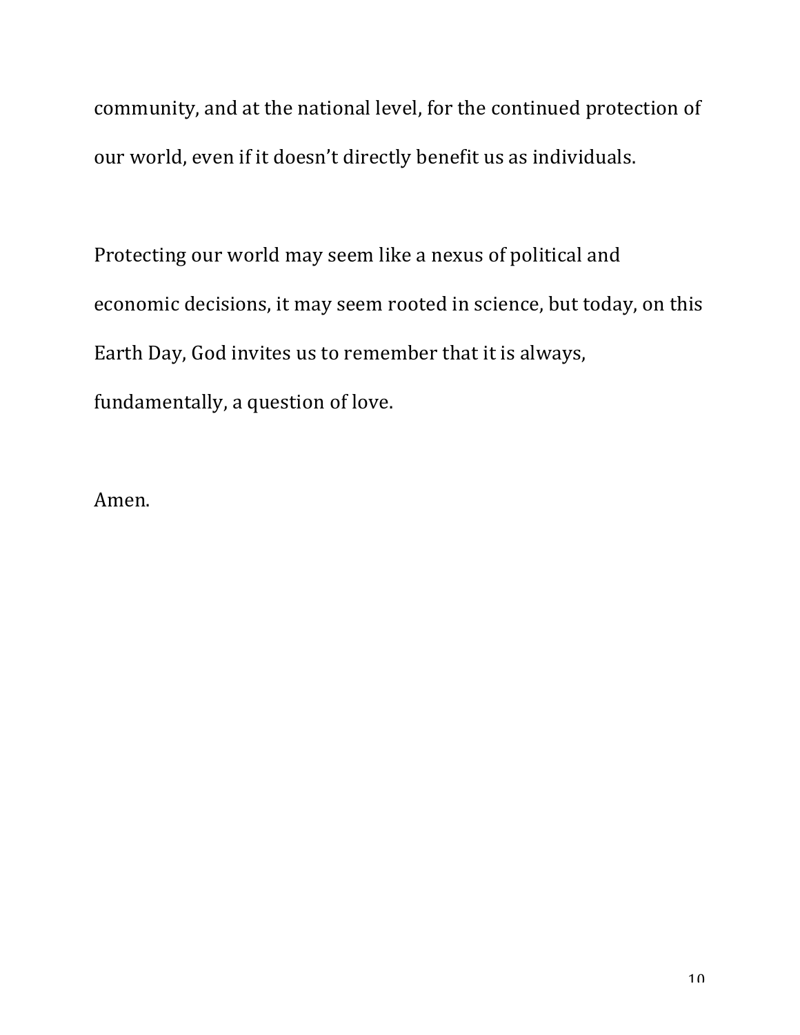community, and at the national level, for the continued protection of our world, even if it doesn't directly benefit us as individuals.

Protecting our world may seem like a nexus of political and economic decisions, it may seem rooted in science, but today, on this Earth Day, God invites us to remember that it is always, fundamentally, a question of love.

Amen.